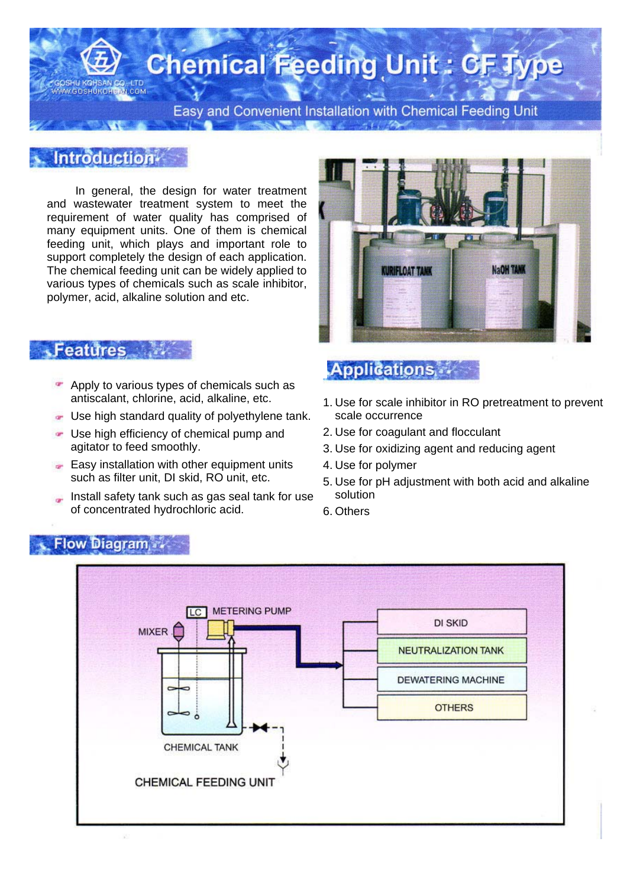# Chemical Feeding Unit : CF Type

GOSHU KOHSAN CO.,LTD
WWW.GOSHUKOHSAN.COM

Easy and Convenient Installation with Chemical Feeding Unit

## Introduction

In general, the design for water treatment and wastewater treatment system to meet the requirement of water quality has comprised of many equipment units. One of them is chemical feeding unit, which plays and important role to support completely the design of each application. The chemical feeding unit can be widely applied to various types of chemicals such as scale inhibitor, polymer, acid, alkaline solution and etc.

## Features

- Apply to various types of chemicals such as antiscalant, chlorine, acid, alkaline, etc.
- Use high standard quality of polyethylene tank.
- Use high efficiency of chemical pump and agitator to feed smoothly.
- Easy installation with other equipment units such as filter unit, DI skid, RO unit, etc.
- Install safety tank such as gas seal tank for use of concentrated hydrochloric acid.

## Applications

1. Use for scale inhibitor in RO pretreatment to prevent scale occurrence
2. Use for coagulant and flocculant
3. Use for oxidizing agent and reducing agent
4. Use for polymer
5. Use for pH adjustment with both acid and alkaline solution
6. Others

## Flow Diagram

LC METERING PUMP
MIXER
CHEMICAL TANK
CHEMICAL FEEDING UNIT

DI SKID
NEUTRALIZATION TANK
DEWATERING MACHINE
OTHERS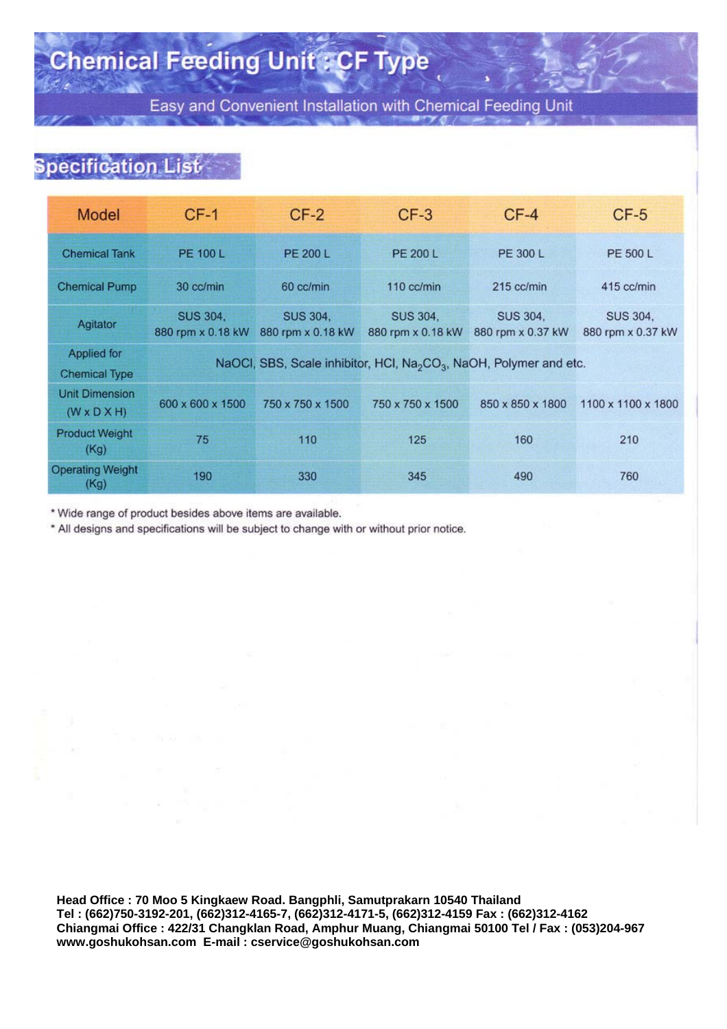# Chemical Feeding Unit : CF Type

Easy and Convenient Installation with Chemical Feeding Unit

## Specification List

| Model | CF-1 | CF-2 | CF-3 | CF-4 | CF-5 |
|---|---|---|---|---|---|
| Chemical Tank | PE 100 L | PE 200 L | PE 200 L | PE 300 L | PE 500 L |
| Chemical Pump | 30 cc/min | 60 cc/min | 110 cc/min | 215 cc/min | 415 cc/min |
| Agitator | SUS 304, 880 rpm x 0.18 kW | SUS 304, 880 rpm x 0.18 kW | SUS 304, 880 rpm x 0.18 kW | SUS 304, 880 rpm x 0.37 kW | SUS 304, 880 rpm x 0.37 kW |
| Applied for Chemical Type | NaOCl, SBS, Scale inhibitor, HCl, $Na_2CO_3$, NaOH, Polymer and etc. | | | | |
| Unit Dimension (W x D X H) | 600 x 600 x 1500 | 750 x 750 x 1500 | 750 x 750 x 1500 | 850 x 850 x 1800 | 1100 x 1100 x 1800 |
| Product Weight (Kg) | 75 | 110 | 125 | 160 | 210 |
| Operating Weight (Kg) | 190 | 330 | 345 | 490 | 760 |

* Wide range of product besides above items are available.
* All designs and specifications will be subject to change with or without prior notice.

**Head Office : 70 Moo 5 Kingkaew Road. Bangphli, Samutprakarn 10540 Thailand**
**Tel : (662)750-3192-201, (662)312-4165-7, (662)312-4171-5, (662)312-4159 Fax : (662)312-4162**
**Chiangmai Office : 422/31 Changklan Road, Amphur Muang, Chiangmai 50100 Tel / Fax : (053)204-967**
**www.goshukohsan.com E-mail : cservice@goshukohsan.com**